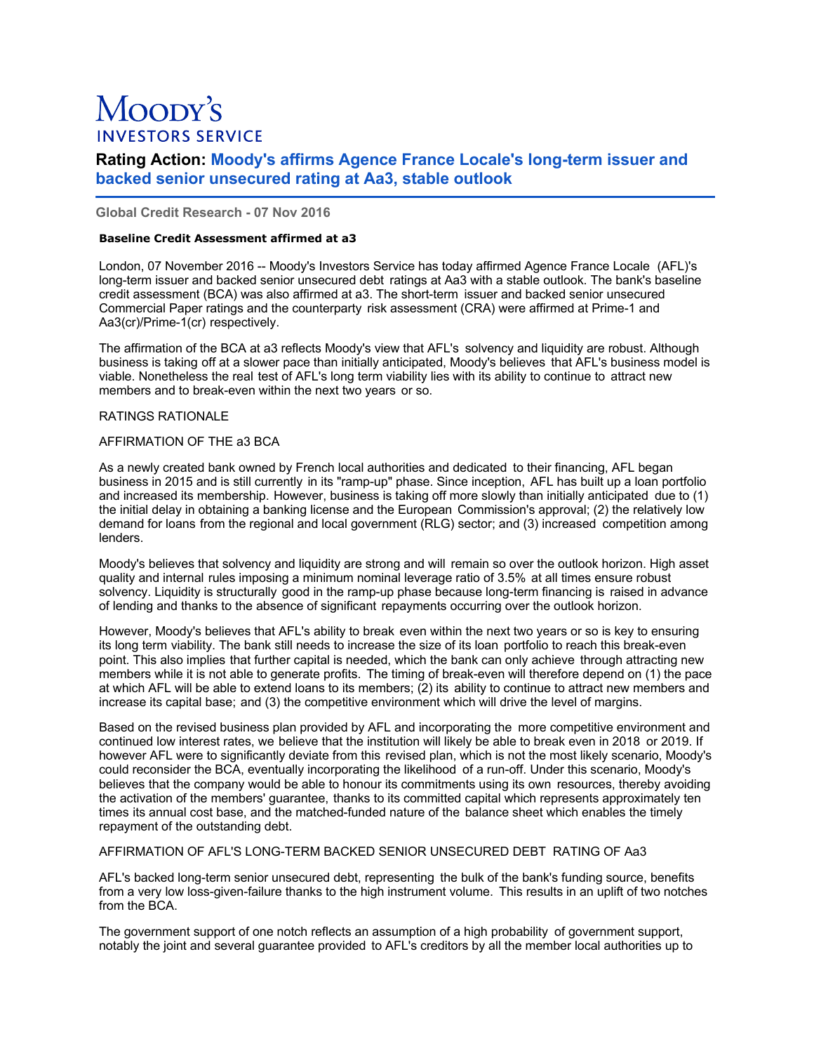# Moody's INVESTORS SERVICE

## Rating Action: Moody's affirms Agence France Locale's long-term issuer and backed senior unsecured rating at Aa3, stable outlook

**Global Credit Research - 07 Nov 2016**

**Baseline Credit Assessment affirmed at a3**

London, 07 November 2016 -- Moody's Investors Service has today affirmed Agence France Locale (AFL)'s long-term issuer and backed senior unsecured debt ratings at Aa3 with a stable outlook. The bank's baseline credit assessment (BCA) was also affirmed at a3. The short-term issuer and backed senior unsecured Commercial Paper ratings and the counterparty risk assessment (CRA) were affirmed at Prime-1 and Aa3(cr)/Prime-1(cr) respectively.

The affirmation of the BCA at a3 reflects Moody's view that AFL's solvency and liquidity are robust. Although business is taking off at a slower pace than initially anticipated, Moody's believes that AFL's business model is viable. Nonetheless the real test of AFL's long term viability lies with its ability to continue to attract new members and to break-even within the next two years or so.

RATINGS RATIONALE

AFFIRMATION OF THE a3 BCA

As a newly created bank owned by French local authorities and dedicated to their financing, AFL began business in 2015 and is still currently in its "ramp-up" phase. Since inception, AFL has built up a loan portfolio and increased its membership. However, business is taking off more slowly than initially anticipated due to (1) the initial delay in obtaining a banking license and the European Commission's approval; (2) the relatively low demand for loans from the regional and local government (RLG) sector; and (3) increased competition among lenders.

Moody's believes that solvency and liquidity are strong and will remain so over the outlook horizon. High asset quality and internal rules imposing a minimum nominal leverage ratio of 3.5% at all times ensure robust solvency. Liquidity is structurally good in the ramp-up phase because long-term financing is raised in advance of lending and thanks to the absence of significant repayments occurring over the outlook horizon.

However, Moody's believes that AFL's ability to break even within the next two years or so is key to ensuring its long term viability. The bank still needs to increase the size of its loan portfolio to reach this break-even point. This also implies that further capital is needed, which the bank can only achieve through attracting new members while it is not able to generate profits. The timing of break-even will therefore depend on (1) the pace at which AFL will be able to extend loans to its members; (2) its ability to continue to attract new members and increase its capital base; and (3) the competitive environment which will drive the level of margins.

Based on the revised business plan provided by AFL and incorporating the more competitive environment and continued low interest rates, we believe that the institution will likely be able to break even in 2018 or 2019. If however AFL were to significantly deviate from this revised plan, which is not the most likely scenario, Moody's could reconsider the BCA, eventually incorporating the likelihood of a run-off. Under this scenario, Moody's believes that the company would be able to honour its commitments using its own resources, thereby avoiding the activation of the members' guarantee, thanks to its committed capital which represents approximately ten times its annual cost base, and the matched-funded nature of the balance sheet which enables the timely repayment of the outstanding debt.

AFFIRMATION OF AFL'S LONG-TERM BACKED SENIOR UNSECURED DEBT RATING OF Aa3

AFL's backed long-term senior unsecured debt, representing the bulk of the bank's funding source, benefits from a very low loss-given-failure thanks to the high instrument volume. This results in an uplift of two notches from the BCA.

The government support of one notch reflects an assumption of a high probability of government support, notably the joint and several guarantee provided to AFL's creditors by all the member local authorities up to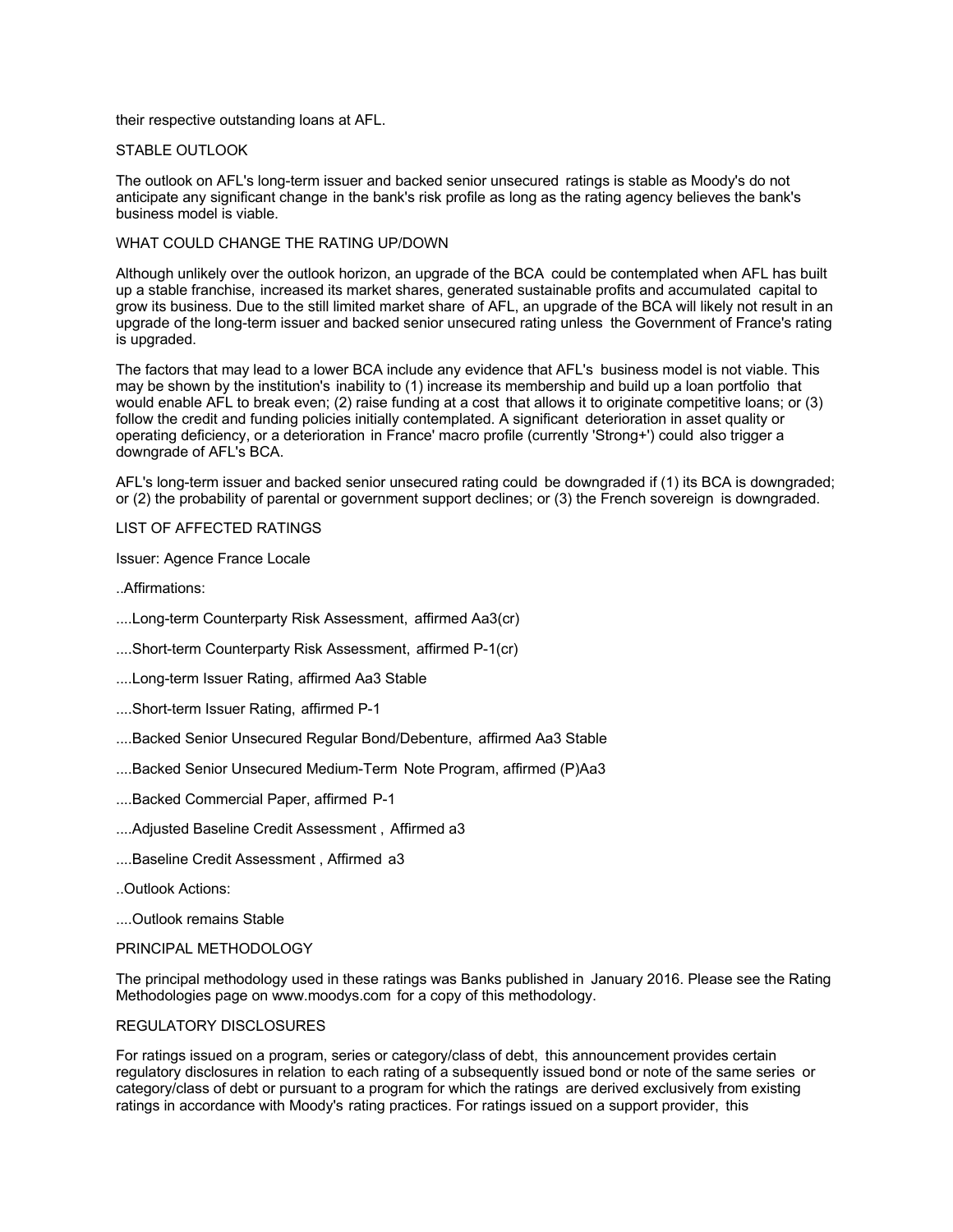their respective outstanding loans at AFL.

STABLE OUTLOOK

The outlook on AFL's long-term issuer and backed senior unsecured ratings is stable as Moody's do not anticipate any significant change in the bank's risk profile as long as the rating agency believes the bank's business model is viable.

WHAT COULD CHANGE THE RATING UP/DOWN

Although unlikely over the outlook horizon, an upgrade of the BCA could be contemplated when AFL has built up a stable franchise, increased its market shares, generated sustainable profits and accumulated capital to grow its business. Due to the still limited market share of AFL, an upgrade of the BCA will likely not result in an upgrade of the long-term issuer and backed senior unsecured rating unless the Government of France's rating is upgraded.

The factors that may lead to a lower BCA include any evidence that AFL's business model is not viable. This may be shown by the institution's inability to (1) increase its membership and build up a loan portfolio that would enable AFL to break even; (2) raise funding at a cost that allows it to originate competitive loans; or (3) follow the credit and funding policies initially contemplated. A significant deterioration in asset quality or operating deficiency, or a deterioration in France' macro profile (currently 'Strong+') could also trigger a downgrade of AFL's BCA.

AFL's long-term issuer and backed senior unsecured rating could be downgraded if (1) its BCA is downgraded; or (2) the probability of parental or government support declines; or (3) the French sovereign is downgraded.

LIST OF AFFECTED RATINGS

Issuer: Agence France Locale

..Affirmations:

....Long-term Counterparty Risk Assessment, affirmed Aa3(cr)

....Short-term Counterparty Risk Assessment, affirmed P-1(cr)

....Long-term Issuer Rating, affirmed Aa3 Stable

....Short-term Issuer Rating, affirmed P-1

....Backed Senior Unsecured Regular Bond/Debenture, affirmed Aa3 Stable

....Backed Senior Unsecured Medium-Term Note Program, affirmed (P)Aa3

....Backed Commercial Paper, affirmed P-1

....Adjusted Baseline Credit Assessment , Affirmed a3

....Baseline Credit Assessment , Affirmed a3

..Outlook Actions:

....Outlook remains Stable

PRINCIPAL METHODOLOGY

The principal methodology used in these ratings was Banks published in January 2016. Please see the Rating Methodologies page on www.moodys.com for a copy of this methodology.

REGULATORY DISCLOSURES

For ratings issued on a program, series or category/class of debt, this announcement provides certain regulatory disclosures in relation to each rating of a subsequently issued bond or note of the same series or category/class of debt or pursuant to a program for which the ratings are derived exclusively from existing ratings in accordance with Moody's rating practices. For ratings issued on a support provider, this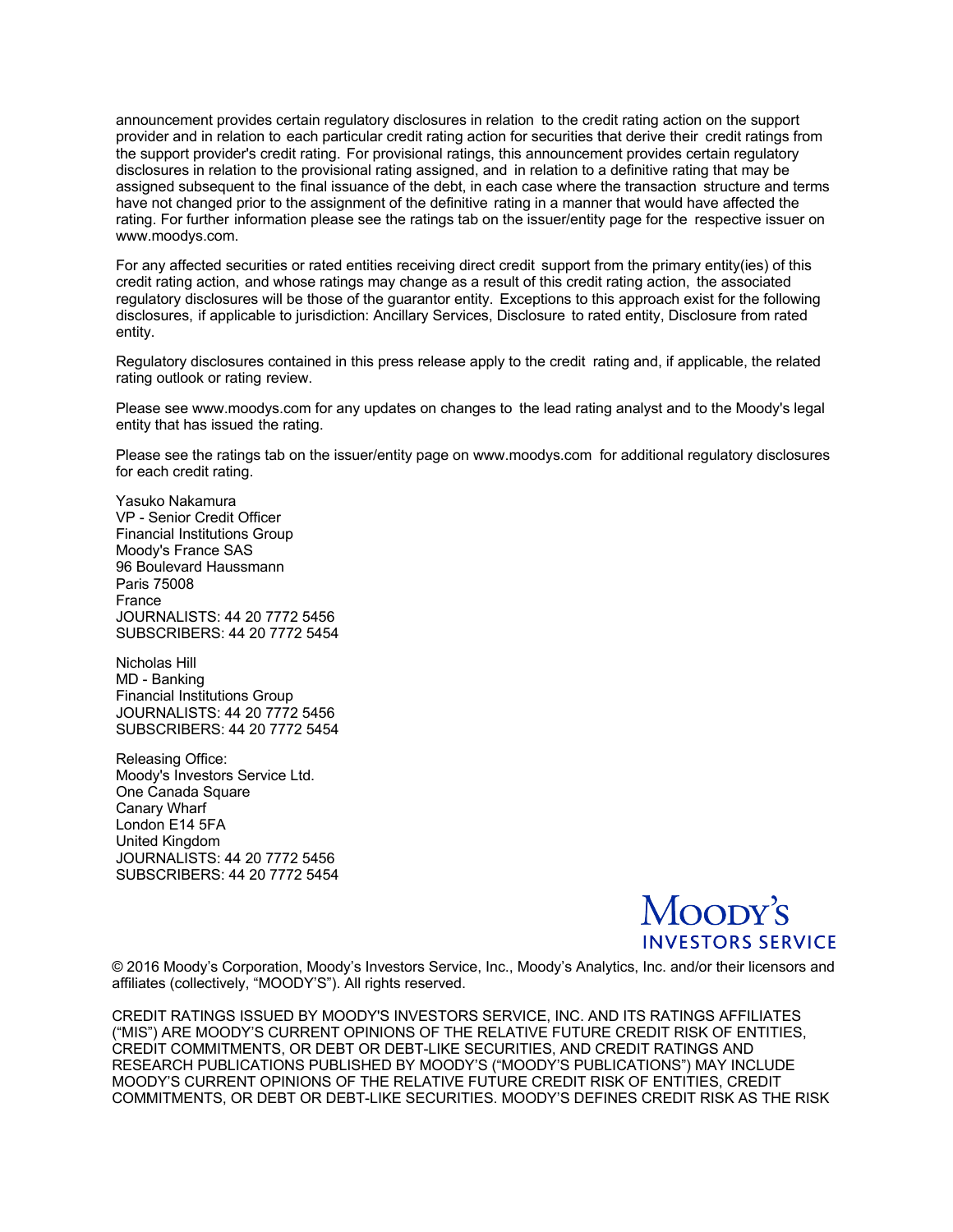announcement provides certain regulatory disclosures in relation to the credit rating action on the support provider and in relation to each particular credit rating action for securities that derive their credit ratings from the support provider's credit rating. For provisional ratings, this announcement provides certain regulatory disclosures in relation to the provisional rating assigned, and in relation to a definitive rating that may be assigned subsequent to the final issuance of the debt, in each case where the transaction structure and terms have not changed prior to the assignment of the definitive rating in a manner that would have affected the rating. For further information please see the ratings tab on the issuer/entity page for the respective issuer on www.moodys.com.

For any affected securities or rated entities receiving direct credit support from the primary entity(ies) of this credit rating action, and whose ratings may change as a result of this credit rating action, the associated regulatory disclosures will be those of the guarantor entity. Exceptions to this approach exist for the following disclosures, if applicable to jurisdiction: Ancillary Services, Disclosure to rated entity, Disclosure from rated entity.

Regulatory disclosures contained in this press release apply to the credit rating and, if applicable, the related rating outlook or rating review.

Please see www.moodys.com for any updates on changes to the lead rating analyst and to the Moody's legal entity that has issued the rating.

Please see the ratings tab on the issuer/entity page on www.moodys.com for additional regulatory disclosures for each credit rating.

Yasuko Nakamura
VP - Senior Credit Officer
Financial Institutions Group
Moody's France SAS
96 Boulevard Haussmann
Paris 75008
France
JOURNALISTS: 44 20 7772 5456
SUBSCRIBERS: 44 20 7772 5454

Nicholas Hill
MD - Banking
Financial Institutions Group
JOURNALISTS: 44 20 7772 5456
SUBSCRIBERS: 44 20 7772 5454

Releasing Office:
Moody's Investors Service Ltd.
One Canada Square
Canary Wharf
London E14 5FA
United Kingdom
JOURNALISTS: 44 20 7772 5456
SUBSCRIBERS: 44 20 7772 5454

MOODY'S INVESTORS SERVICE

© 2016 Moody's Corporation, Moody's Investors Service, Inc., Moody's Analytics, Inc. and/or their licensors and affiliates (collectively, "MOODY'S"). All rights reserved.

CREDIT RATINGS ISSUED BY MOODY'S INVESTORS SERVICE, INC. AND ITS RATINGS AFFILIATES ("MIS") ARE MOODY'S CURRENT OPINIONS OF THE RELATIVE FUTURE CREDIT RISK OF ENTITIES, CREDIT COMMITMENTS, OR DEBT OR DEBT-LIKE SECURITIES, AND CREDIT RATINGS AND RESEARCH PUBLICATIONS PUBLISHED BY MOODY'S ("MOODY'S PUBLICATIONS") MAY INCLUDE MOODY'S CURRENT OPINIONS OF THE RELATIVE FUTURE CREDIT RISK OF ENTITIES, CREDIT COMMITMENTS, OR DEBT OR DEBT-LIKE SECURITIES. MOODY'S DEFINES CREDIT RISK AS THE RISK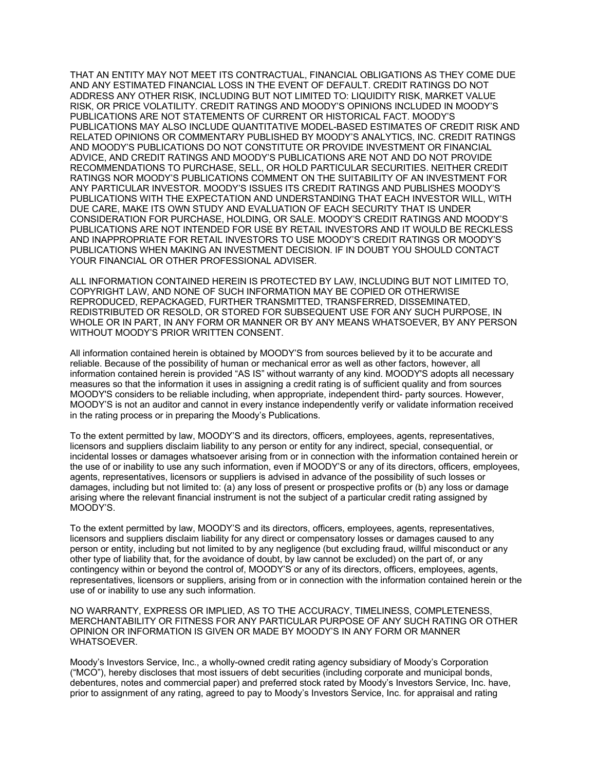THAT AN ENTITY MAY NOT MEET ITS CONTRACTUAL, FINANCIAL OBLIGATIONS AS THEY COME DUE AND ANY ESTIMATED FINANCIAL LOSS IN THE EVENT OF DEFAULT. CREDIT RATINGS DO NOT ADDRESS ANY OTHER RISK, INCLUDING BUT NOT LIMITED TO: LIQUIDITY RISK, MARKET VALUE RISK, OR PRICE VOLATILITY. CREDIT RATINGS AND MOODY'S OPINIONS INCLUDED IN MOODY'S PUBLICATIONS ARE NOT STATEMENTS OF CURRENT OR HISTORICAL FACT. MOODY'S PUBLICATIONS MAY ALSO INCLUDE QUANTITATIVE MODEL-BASED ESTIMATES OF CREDIT RISK AND RELATED OPINIONS OR COMMENTARY PUBLISHED BY MOODY'S ANALYTICS, INC. CREDIT RATINGS AND MOODY'S PUBLICATIONS DO NOT CONSTITUTE OR PROVIDE INVESTMENT OR FINANCIAL ADVICE, AND CREDIT RATINGS AND MOODY'S PUBLICATIONS ARE NOT AND DO NOT PROVIDE RECOMMENDATIONS TO PURCHASE, SELL, OR HOLD PARTICULAR SECURITIES. NEITHER CREDIT RATINGS NOR MOODY'S PUBLICATIONS COMMENT ON THE SUITABILITY OF AN INVESTMENT FOR ANY PARTICULAR INVESTOR. MOODY'S ISSUES ITS CREDIT RATINGS AND PUBLISHES MOODY'S PUBLICATIONS WITH THE EXPECTATION AND UNDERSTANDING THAT EACH INVESTOR WILL, WITH DUE CARE, MAKE ITS OWN STUDY AND EVALUATION OF EACH SECURITY THAT IS UNDER CONSIDERATION FOR PURCHASE, HOLDING, OR SALE. MOODY'S CREDIT RATINGS AND MOODY'S PUBLICATIONS ARE NOT INTENDED FOR USE BY RETAIL INVESTORS AND IT WOULD BE RECKLESS AND INAPPROPRIATE FOR RETAIL INVESTORS TO USE MOODY'S CREDIT RATINGS OR MOODY'S PUBLICATIONS WHEN MAKING AN INVESTMENT DECISION. IF IN DOUBT YOU SHOULD CONTACT YOUR FINANCIAL OR OTHER PROFESSIONAL ADVISER.

ALL INFORMATION CONTAINED HEREIN IS PROTECTED BY LAW, INCLUDING BUT NOT LIMITED TO, COPYRIGHT LAW, AND NONE OF SUCH INFORMATION MAY BE COPIED OR OTHERWISE REPRODUCED, REPACKAGED, FURTHER TRANSMITTED, TRANSFERRED, DISSEMINATED, REDISTRIBUTED OR RESOLD, OR STORED FOR SUBSEQUENT USE FOR ANY SUCH PURPOSE, IN WHOLE OR IN PART, IN ANY FORM OR MANNER OR BY ANY MEANS WHATSOEVER, BY ANY PERSON WITHOUT MOODY'S PRIOR WRITTEN CONSENT.

All information contained herein is obtained by MOODY'S from sources believed by it to be accurate and reliable. Because of the possibility of human or mechanical error as well as other factors, however, all information contained herein is provided "AS IS" without warranty of any kind. MOODY'S adopts all necessary measures so that the information it uses in assigning a credit rating is of sufficient quality and from sources MOODY'S considers to be reliable including, when appropriate, independent third- party sources. However, MOODY'S is not an auditor and cannot in every instance independently verify or validate information received in the rating process or in preparing the Moody's Publications.

To the extent permitted by law, MOODY'S and its directors, officers, employees, agents, representatives, licensors and suppliers disclaim liability to any person or entity for any indirect, special, consequential, or incidental losses or damages whatsoever arising from or in connection with the information contained herein or the use of or inability to use any such information, even if MOODY'S or any of its directors, officers, employees, agents, representatives, licensors or suppliers is advised in advance of the possibility of such losses or damages, including but not limited to: (a) any loss of present or prospective profits or (b) any loss or damage arising where the relevant financial instrument is not the subject of a particular credit rating assigned by MOODY'S.

To the extent permitted by law, MOODY'S and its directors, officers, employees, agents, representatives, licensors and suppliers disclaim liability for any direct or compensatory losses or damages caused to any person or entity, including but not limited to by any negligence (but excluding fraud, willful misconduct or any other type of liability that, for the avoidance of doubt, by law cannot be excluded) on the part of, or any contingency within or beyond the control of, MOODY'S or any of its directors, officers, employees, agents, representatives, licensors or suppliers, arising from or in connection with the information contained herein or the use of or inability to use any such information.

NO WARRANTY, EXPRESS OR IMPLIED, AS TO THE ACCURACY, TIMELINESS, COMPLETENESS, MERCHANTABILITY OR FITNESS FOR ANY PARTICULAR PURPOSE OF ANY SUCH RATING OR OTHER OPINION OR INFORMATION IS GIVEN OR MADE BY MOODY'S IN ANY FORM OR MANNER WHATSOEVER.

Moody's Investors Service, Inc., a wholly-owned credit rating agency subsidiary of Moody's Corporation ("MCO"), hereby discloses that most issuers of debt securities (including corporate and municipal bonds, debentures, notes and commercial paper) and preferred stock rated by Moody's Investors Service, Inc. have, prior to assignment of any rating, agreed to pay to Moody's Investors Service, Inc. for appraisal and rating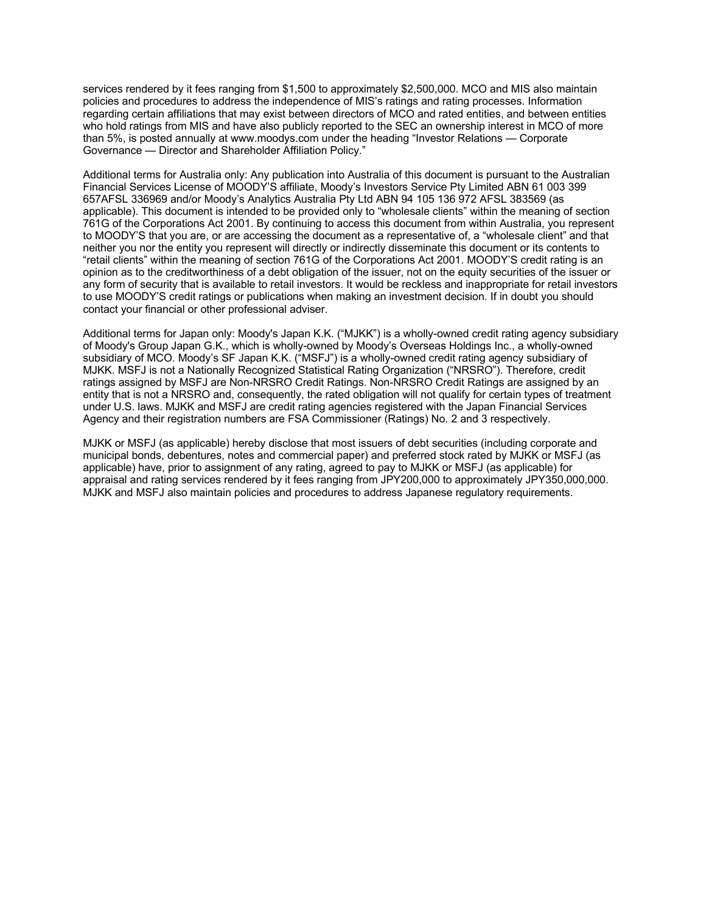services rendered by it fees ranging from $1,500 to approximately $2,500,000. MCO and MIS also maintain policies and procedures to address the independence of MIS's ratings and rating processes. Information regarding certain affiliations that may exist between directors of MCO and rated entities, and between entities who hold ratings from MIS and have also publicly reported to the SEC an ownership interest in MCO of more than 5%, is posted annually at www.moodys.com under the heading "Investor Relations — Corporate Governance — Director and Shareholder Affiliation Policy."

Additional terms for Australia only: Any publication into Australia of this document is pursuant to the Australian Financial Services License of MOODY'S affiliate, Moody's Investors Service Pty Limited ABN 61 003 399 657AFSL 336969 and/or Moody's Analytics Australia Pty Ltd ABN 94 105 136 972 AFSL 383569 (as applicable). This document is intended to be provided only to "wholesale clients" within the meaning of section 761G of the Corporations Act 2001. By continuing to access this document from within Australia, you represent to MOODY'S that you are, or are accessing the document as a representative of, a "wholesale client" and that neither you nor the entity you represent will directly or indirectly disseminate this document or its contents to "retail clients" within the meaning of section 761G of the Corporations Act 2001. MOODY'S credit rating is an opinion as to the creditworthiness of a debt obligation of the issuer, not on the equity securities of the issuer or any form of security that is available to retail investors. It would be reckless and inappropriate for retail investors to use MOODY'S credit ratings or publications when making an investment decision. If in doubt you should contact your financial or other professional adviser.

Additional terms for Japan only: Moody's Japan K.K. ("MJKK") is a wholly-owned credit rating agency subsidiary of Moody's Group Japan G.K., which is wholly-owned by Moody's Overseas Holdings Inc., a wholly-owned subsidiary of MCO. Moody's SF Japan K.K. ("MSFJ") is a wholly-owned credit rating agency subsidiary of MJKK. MSFJ is not a Nationally Recognized Statistical Rating Organization ("NRSRO"). Therefore, credit ratings assigned by MSFJ are Non-NRSRO Credit Ratings. Non-NRSRO Credit Ratings are assigned by an entity that is not a NRSRO and, consequently, the rated obligation will not qualify for certain types of treatment under U.S. laws. MJKK and MSFJ are credit rating agencies registered with the Japan Financial Services Agency and their registration numbers are FSA Commissioner (Ratings) No. 2 and 3 respectively.

MJKK or MSFJ (as applicable) hereby disclose that most issuers of debt securities (including corporate and municipal bonds, debentures, notes and commercial paper) and preferred stock rated by MJKK or MSFJ (as applicable) have, prior to assignment of any rating, agreed to pay to MJKK or MSFJ (as applicable) for appraisal and rating services rendered by it fees ranging from JPY200,000 to approximately JPY350,000,000. MJKK and MSFJ also maintain policies and procedures to address Japanese regulatory requirements.